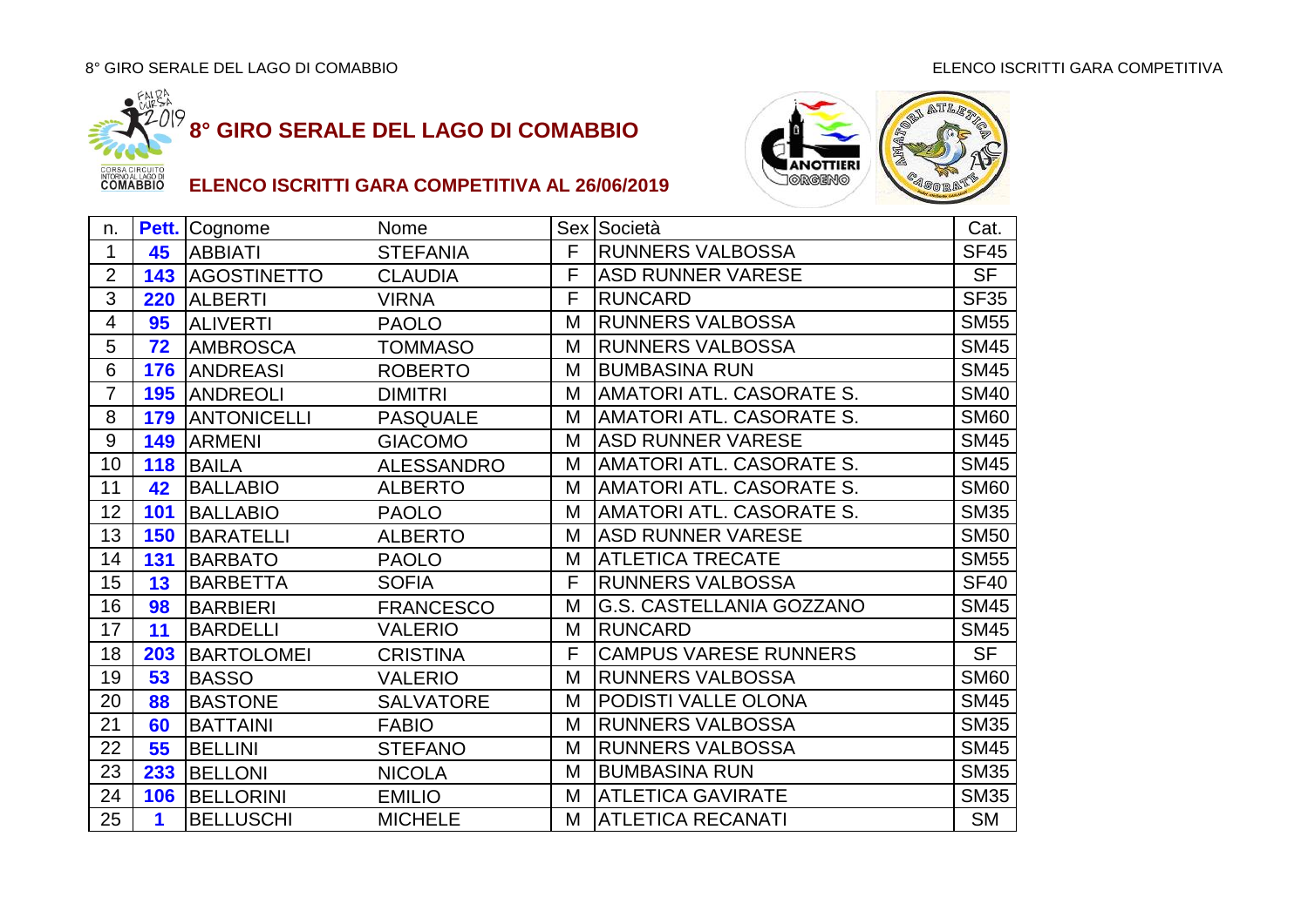# 8° GIRO SERALE DEL LAGO DI COMABBIO

## ELENCO ISCRITTI GARA COMPETITIVA AL 26/06/2019

| n. | Pett. | Cognome | Nome | Sex | Società | Cat. |
|---|---|---|---|---|---|---|
| 1 | 45 | ABBIATI | STEFANIA | F | RUNNERS VALBOSSA | SF45 |
| 2 | 143 | AGOSTINETTO | CLAUDIA | F | ASD RUNNER VARESE | SF |
| 3 | 220 | ALBERTI | VIRNA | F | RUNCARD | SF35 |
| 4 | 95 | ALIVERTI | PAOLO | M | RUNNERS VALBOSSA | SM55 |
| 5 | 72 | AMBROSCA | TOMMASO | M | RUNNERS VALBOSSA | SM45 |
| 6 | 176 | ANDREASI | ROBERTO | M | BUMBASINA RUN | SM45 |
| 7 | 195 | ANDREOLI | DIMITRI | M | AMATORI ATL. CASORATE S. | SM40 |
| 8 | 179 | ANTONICELLI | PASQUALE | M | AMATORI ATL. CASORATE S. | SM60 |
| 9 | 149 | ARMENI | GIACOMO | M | ASD RUNNER VARESE | SM45 |
| 10 | 118 | BAILA | ALESSANDRO | M | AMATORI ATL. CASORATE S. | SM45 |
| 11 | 42 | BALLABIO | ALBERTO | M | AMATORI ATL. CASORATE S. | SM60 |
| 12 | 101 | BALLABIO | PAOLO | M | AMATORI ATL. CASORATE S. | SM35 |
| 13 | 150 | BARATELLI | ALBERTO | M | ASD RUNNER VARESE | SM50 |
| 14 | 131 | BARBATO | PAOLO | M | ATLETICA TRECATE | SM55 |
| 15 | 13 | BARBETTA | SOFIA | F | RUNNERS VALBOSSA | SF40 |
| 16 | 98 | BARBIERI | FRANCESCO | M | G.S. CASTELLANIA GOZZANO | SM45 |
| 17 | 11 | BARDELLI | VALERIO | M | RUNCARD | SM45 |
| 18 | 203 | BARTOLOMEI | CRISTINA | F | CAMPUS VARESE RUNNERS | SF |
| 19 | 53 | BASSO | VALERIO | M | RUNNERS VALBOSSA | SM60 |
| 20 | 88 | BASTONE | SALVATORE | M | PODISTI VALLE OLONA | SM45 |
| 21 | 60 | BATTAINI | FABIO | M | RUNNERS VALBOSSA | SM35 |
| 22 | 55 | BELLINI | STEFANO | M | RUNNERS VALBOSSA | SM45 |
| 23 | 233 | BELLONI | NICOLA | M | BUMBASINA RUN | SM35 |
| 24 | 106 | BELLORINI | EMILIO | M | ATLETICA GAVIRATE | SM35 |
| 25 | 1 | BELLUSCHI | MICHELE | M | ATLETICA RECANATI | SM |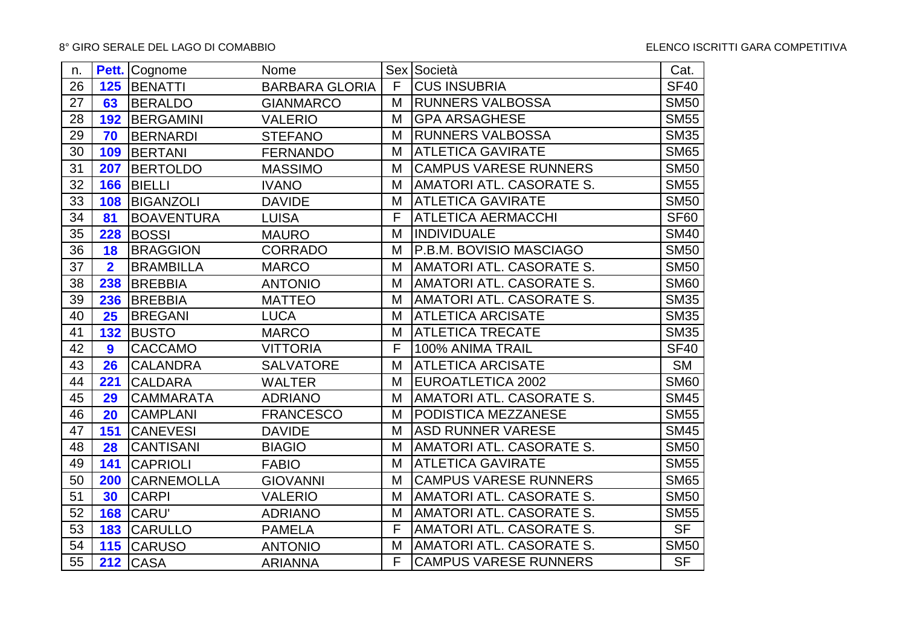| n. | Pett. | Cognome | Nome | Sex | Società | Cat. |
|---|---|---|---|---|---|---|
| 26 | **125** | BENATTI | BARBARA GLORIA | F | CUS INSUBRIA | SF40 |
| 27 | **63** | BERALDO | GIANMARCO | M | RUNNERS VALBOSSA | SM50 |
| 28 | **192** | BERGAMINI | VALERIO | M | GPA ARSAGHESE | SM55 |
| 29 | **70** | BERNARDI | STEFANO | M | RUNNERS VALBOSSA | SM35 |
| 30 | **109** | BERTANI | FERNANDO | M | ATLETICA GAVIRATE | SM65 |
| 31 | **207** | BERTOLDO | MASSIMO | M | CAMPUS VARESE RUNNERS | SM50 |
| 32 | **166** | BIELLI | IVANO | M | AMATORI ATL. CASORATE S. | SM55 |
| 33 | **108** | BIGANZOLI | DAVIDE | M | ATLETICA GAVIRATE | SM50 |
| 34 | **81** | BOAVENTURA | LUISA | F | ATLETICA AERMACCHI | SF60 |
| 35 | **228** | BOSSI | MAURO | M | INDIVIDUALE | SM40 |
| 36 | **18** | BRAGGION | CORRADO | M | P.B.M. BOVISIO MASCIAGO | SM50 |
| 37 | **2** | BRAMBILLA | MARCO | M | AMATORI ATL. CASORATE S. | SM50 |
| 38 | **238** | BREBBIA | ANTONIO | M | AMATORI ATL. CASORATE S. | SM60 |
| 39 | **236** | BREBBIA | MATTEO | M | AMATORI ATL. CASORATE S. | SM35 |
| 40 | **25** | BREGANI | LUCA | M | ATLETICA ARCISATE | SM35 |
| 41 | **132** | BUSTO | MARCO | M | ATLETICA TRECATE | SM35 |
| 42 | **9** | CACCAMO | VITTORIA | F | 100% ANIMA TRAIL | SF40 |
| 43 | **26** | CALANDRA | SALVATORE | M | ATLETICA ARCISATE | SM |
| 44 | **221** | CALDARA | WALTER | M | EUROATLETICA 2002 | SM60 |
| 45 | **29** | CAMMARATA | ADRIANO | M | AMATORI ATL. CASORATE S. | SM45 |
| 46 | **20** | CAMPLANI | FRANCESCO | M | PODISTICA MEZZANESE | SM55 |
| 47 | **151** | CANEVESI | DAVIDE | M | ASD RUNNER VARESE | SM45 |
| 48 | **28** | CANTISANI | BIAGIO | M | AMATORI ATL. CASORATE S. | SM50 |
| 49 | **141** | CAPRIOLI | FABIO | M | ATLETICA GAVIRATE | SM55 |
| 50 | **200** | CARNEMOLLA | GIOVANNI | M | CAMPUS VARESE RUNNERS | SM65 |
| 51 | **30** | CARPI | VALERIO | M | AMATORI ATL. CASORATE S. | SM50 |
| 52 | **168** | CARU' | ADRIANO | M | AMATORI ATL. CASORATE S. | SM55 |
| 53 | **183** | CARULLO | PAMELA | F | AMATORI ATL. CASORATE S. | SF |
| 54 | **115** | CARUSO | ANTONIO | M | AMATORI ATL. CASORATE S. | SM50 |
| 55 | **212** | CASA | ARIANNA | F | CAMPUS VARESE RUNNERS | SF |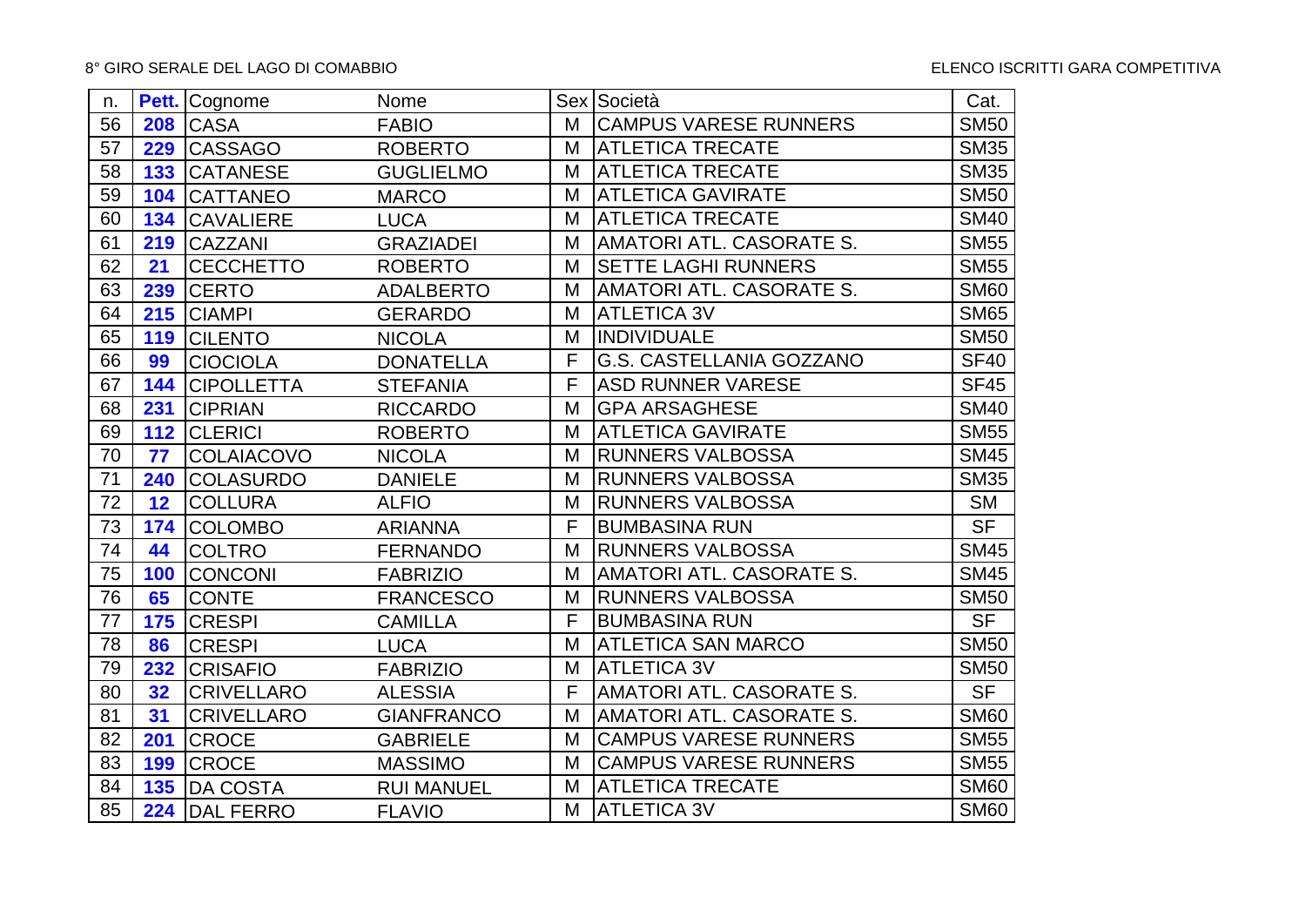| n. | Pett. | Cognome | Nome | Sex | Società | Cat. |
|---|---|---|---|---|---|---|
| 56 | **208** | CASA | FABIO | M | CAMPUS VARESE RUNNERS | SM50 |
| 57 | **229** | CASSAGO | ROBERTO | M | ATLETICA TRECATE | SM35 |
| 58 | **133** | CATANESE | GUGLIELMO | M | ATLETICA TRECATE | SM35 |
| 59 | **104** | CATTANEO | MARCO | M | ATLETICA GAVIRATE | SM50 |
| 60 | **134** | CAVALIERE | LUCA | M | ATLETICA TRECATE | SM40 |
| 61 | **219** | CAZZANI | GRAZIADEI | M | AMATORI ATL. CASORATE S. | SM55 |
| 62 | **21** | CECCHETTO | ROBERTO | M | SETTE LAGHI RUNNERS | SM55 |
| 63 | **239** | CERTO | ADALBERTO | M | AMATORI ATL. CASORATE S. | SM60 |
| 64 | **215** | CIAMPI | GERARDO | M | ATLETICA 3V | SM65 |
| 65 | **119** | CILENTO | NICOLA | M | INDIVIDUALE | SM50 |
| 66 | **99** | CIOCIOLA | DONATELLA | F | G.S. CASTELLANIA GOZZANO | SF40 |
| 67 | **144** | CIPOLLETTA | STEFANIA | F | ASD RUNNER VARESE | SF45 |
| 68 | **231** | CIPRIAN | RICCARDO | M | GPA ARSAGHESE | SM40 |
| 69 | **112** | CLERICI | ROBERTO | M | ATLETICA GAVIRATE | SM55 |
| 70 | **77** | COLAIACOVO | NICOLA | M | RUNNERS VALBOSSA | SM45 |
| 71 | **240** | COLASURDO | DANIELE | M | RUNNERS VALBOSSA | SM35 |
| 72 | **12** | COLLURA | ALFIO | M | RUNNERS VALBOSSA | SM |
| 73 | **174** | COLOMBO | ARIANNA | F | BUMBASINA RUN | SF |
| 74 | **44** | COLTRO | FERNANDO | M | RUNNERS VALBOSSA | SM45 |
| 75 | **100** | CONCONI | FABRIZIO | M | AMATORI ATL. CASORATE S. | SM45 |
| 76 | **65** | CONTE | FRANCESCO | M | RUNNERS VALBOSSA | SM50 |
| 77 | **175** | CRESPI | CAMILLA | F | BUMBASINA RUN | SF |
| 78 | **86** | CRESPI | LUCA | M | ATLETICA SAN MARCO | SM50 |
| 79 | **232** | CRISAFIO | FABRIZIO | M | ATLETICA 3V | SM50 |
| 80 | **32** | CRIVELLARO | ALESSIA | F | AMATORI ATL. CASORATE S. | SF |
| 81 | **31** | CRIVELLARO | GIANFRANCO | M | AMATORI ATL. CASORATE S. | SM60 |
| 82 | **201** | CROCE | GABRIELE | M | CAMPUS VARESE RUNNERS | SM55 |
| 83 | **199** | CROCE | MASSIMO | M | CAMPUS VARESE RUNNERS | SM55 |
| 84 | **135** | DA COSTA | RUI MANUEL | M | ATLETICA TRECATE | SM60 |
| 85 | **224** | DAL FERRO | FLAVIO | M | ATLETICA 3V | SM60 |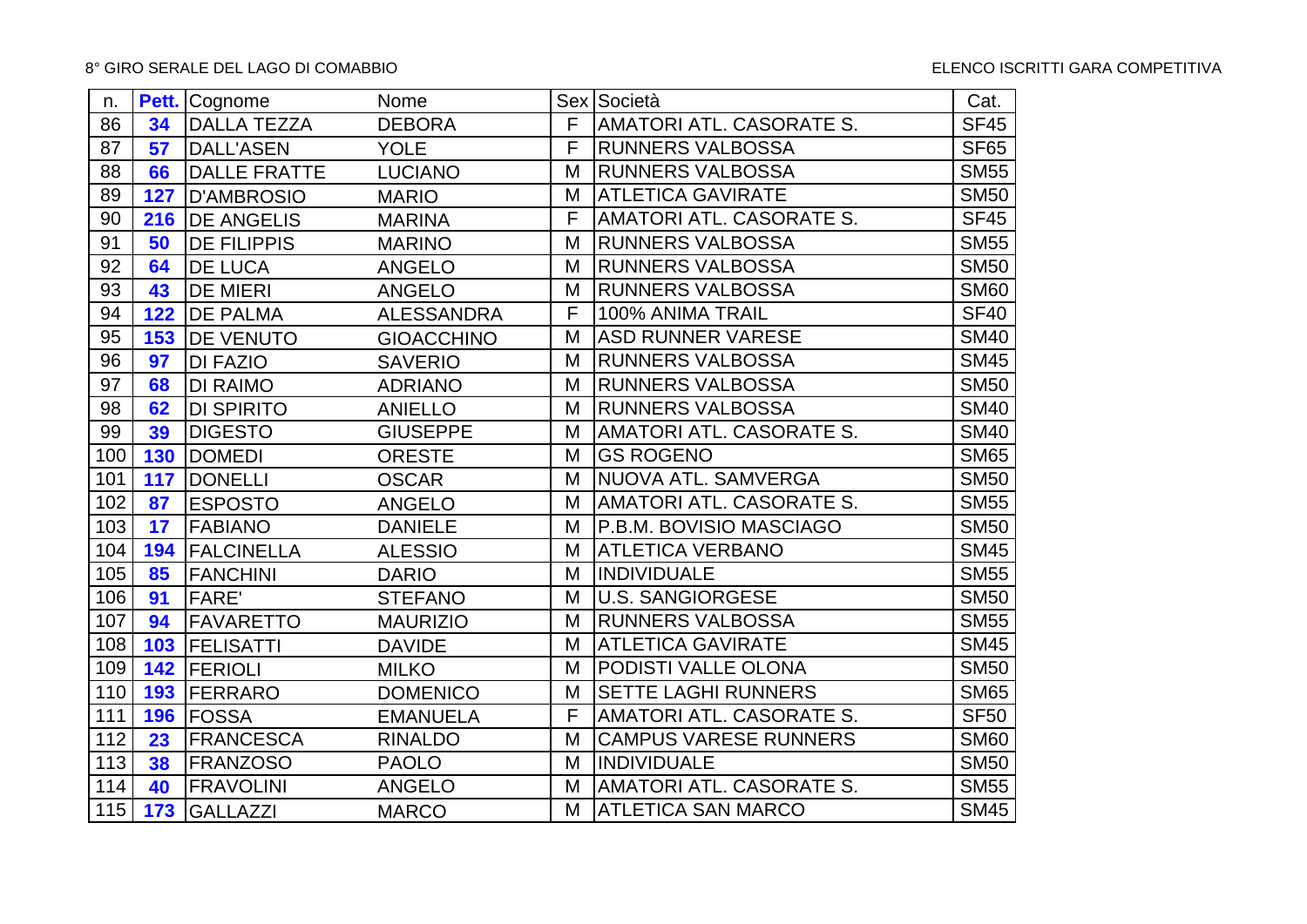8° GIRO SERALE DEL LAGO DI COMABBIO

ELENCO ISCRITTI GARA COMPETITIVA

| n. | Pett. | Cognome | Nome | Sex | Società | Cat. |
|---|---|---|---|---|---|---|
| 86 | 34 | DALLA TEZZA | DEBORA | F | AMATORI ATL. CASORATE S. | SF45 |
| 87 | 57 | DALL'ASEN | YOLE | F | RUNNERS VALBOSSA | SF65 |
| 88 | 66 | DALLE FRATTE | LUCIANO | M | RUNNERS VALBOSSA | SM55 |
| 89 | 127 | D'AMBROSIO | MARIO | M | ATLETICA GAVIRATE | SM50 |
| 90 | 216 | DE ANGELIS | MARINA | F | AMATORI ATL. CASORATE S. | SF45 |
| 91 | 50 | DE FILIPPIS | MARINO | M | RUNNERS VALBOSSA | SM55 |
| 92 | 64 | DE LUCA | ANGELO | M | RUNNERS VALBOSSA | SM50 |
| 93 | 43 | DE MIERI | ANGELO | M | RUNNERS VALBOSSA | SM60 |
| 94 | 122 | DE PALMA | ALESSANDRA | F | 100% ANIMA TRAIL | SF40 |
| 95 | 153 | DE VENUTO | GIOACCHINO | M | ASD RUNNER VARESE | SM40 |
| 96 | 97 | DI FAZIO | SAVERIO | M | RUNNERS VALBOSSA | SM45 |
| 97 | 68 | DI RAIMO | ADRIANO | M | RUNNERS VALBOSSA | SM50 |
| 98 | 62 | DI SPIRITO | ANIELLO | M | RUNNERS VALBOSSA | SM40 |
| 99 | 39 | DIGESTO | GIUSEPPE | M | AMATORI ATL. CASORATE S. | SM40 |
| 100 | 130 | DOMEDI | ORESTE | M | GS ROGENO | SM65 |
| 101 | 117 | DONELLI | OSCAR | M | NUOVA ATL. SAMVERGA | SM50 |
| 102 | 87 | ESPOSTO | ANGELO | M | AMATORI ATL. CASORATE S. | SM55 |
| 103 | 17 | FABIANO | DANIELE | M | P.B.M. BOVISIO MASCIAGO | SM50 |
| 104 | 194 | FALCINELLA | ALESSIO | M | ATLETICA VERBANO | SM45 |
| 105 | 85 | FANCHINI | DARIO | M | INDIVIDUALE | SM55 |
| 106 | 91 | FARE' | STEFANO | M | U.S. SANGIORGESE | SM50 |
| 107 | 94 | FAVARETTO | MAURIZIO | M | RUNNERS VALBOSSA | SM55 |
| 108 | 103 | FELISATTI | DAVIDE | M | ATLETICA GAVIRATE | SM45 |
| 109 | 142 | FERIOLI | MILKO | M | PODISTI VALLE OLONA | SM50 |
| 110 | 193 | FERRARO | DOMENICO | M | SETTE LAGHI RUNNERS | SM65 |
| 111 | 196 | FOSSA | EMANUELA | F | AMATORI ATL. CASORATE S. | SF50 |
| 112 | 23 | FRANCESCA | RINALDO | M | CAMPUS VARESE RUNNERS | SM60 |
| 113 | 38 | FRANZOSO | PAOLO | M | INDIVIDUALE | SM50 |
| 114 | 40 | FRAVOLINI | ANGELO | M | AMATORI ATL. CASORATE S. | SM55 |
| 115 | 173 | GALLAZZI | MARCO | M | ATLETICA SAN MARCO | SM45 |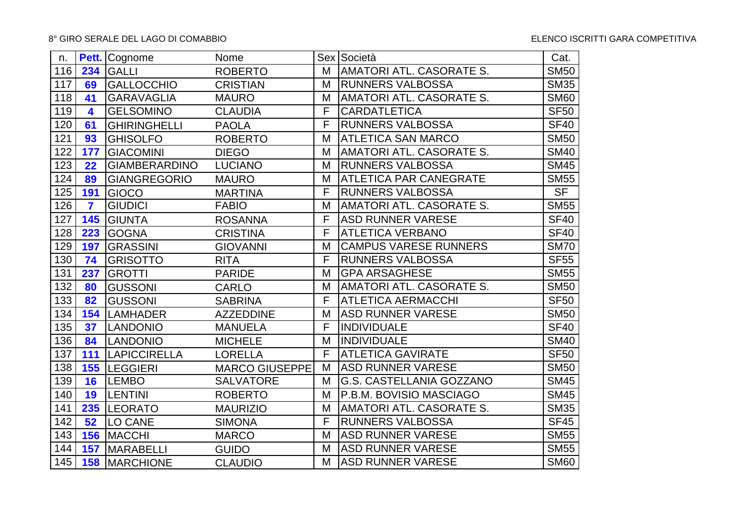8° GIRO SERALE DEL LAGO DI COMABBIO

ELENCO ISCRITTI GARA COMPETITIVA

| n. | Pett. | Cognome | Nome | Sex | Società | Cat. |
|---|---|---|---|---|---|---|
| 116 | 234 | GALLI | ROBERTO | M | AMATORI ATL. CASORATE S. | SM50 |
| 117 | 69 | GALLOCCHIO | CRISTIAN | M | RUNNERS VALBOSSA | SM35 |
| 118 | 41 | GARAVAGLIA | MAURO | M | AMATORI ATL. CASORATE S. | SM60 |
| 119 | 4 | GELSOMINO | CLAUDIA | F | CARDATLETICA | SF50 |
| 120 | 61 | GHIRINGHELLI | PAOLA | F | RUNNERS VALBOSSA | SF40 |
| 121 | 93 | GHISOLFO | ROBERTO | M | ATLETICA SAN MARCO | SM50 |
| 122 | 177 | GIACOMINI | DIEGO | M | AMATORI ATL. CASORATE S. | SM40 |
| 123 | 22 | GIAMBERARDINO | LUCIANO | M | RUNNERS VALBOSSA | SM45 |
| 124 | 89 | GIANGREGORIO | MAURO | M | ATLETICA PAR CANEGRATE | SM55 |
| 125 | 191 | GIOCO | MARTINA | F | RUNNERS VALBOSSA | SF |
| 126 | 7 | GIUDICI | FABIO | M | AMATORI ATL. CASORATE S. | SM55 |
| 127 | 145 | GIUNTA | ROSANNA | F | ASD RUNNER VARESE | SF40 |
| 128 | 223 | GOGNA | CRISTINA | F | ATLETICA VERBANO | SF40 |
| 129 | 197 | GRASSINI | GIOVANNI | M | CAMPUS VARESE RUNNERS | SM70 |
| 130 | 74 | GRISOTTO | RITA | F | RUNNERS VALBOSSA | SF55 |
| 131 | 237 | GROTTI | PARIDE | M | GPA ARSAGHESE | SM55 |
| 132 | 80 | GUSSONI | CARLO | M | AMATORI ATL. CASORATE S. | SM50 |
| 133 | 82 | GUSSONI | SABRINA | F | ATLETICA AERMACCHI | SF50 |
| 134 | 154 | LAMHADER | AZZEDDINE | M | ASD RUNNER VARESE | SM50 |
| 135 | 37 | LANDONIO | MANUELA | F | INDIVIDUALE | SF40 |
| 136 | 84 | LANDONIO | MICHELE | M | INDIVIDUALE | SM40 |
| 137 | 111 | LAPICCIRELLA | LORELLA | F | ATLETICA GAVIRATE | SF50 |
| 138 | 155 | LEGGIERI | MARCO GIUSEPPE | M | ASD RUNNER VARESE | SM50 |
| 139 | 16 | LEMBO | SALVATORE | M | G.S. CASTELLANIA GOZZANO | SM45 |
| 140 | 19 | LENTINI | ROBERTO | M | P.B.M. BOVISIO MASCIAGO | SM45 |
| 141 | 235 | LEORATO | MAURIZIO | M | AMATORI ATL. CASORATE S. | SM35 |
| 142 | 52 | LO CANE | SIMONA | F | RUNNERS VALBOSSA | SF45 |
| 143 | 156 | MACCHI | MARCO | M | ASD RUNNER VARESE | SM55 |
| 144 | 157 | MARABELLI | GUIDO | M | ASD RUNNER VARESE | SM55 |
| 145 | 158 | MARCHIONE | CLAUDIO | M | ASD RUNNER VARESE | SM60 |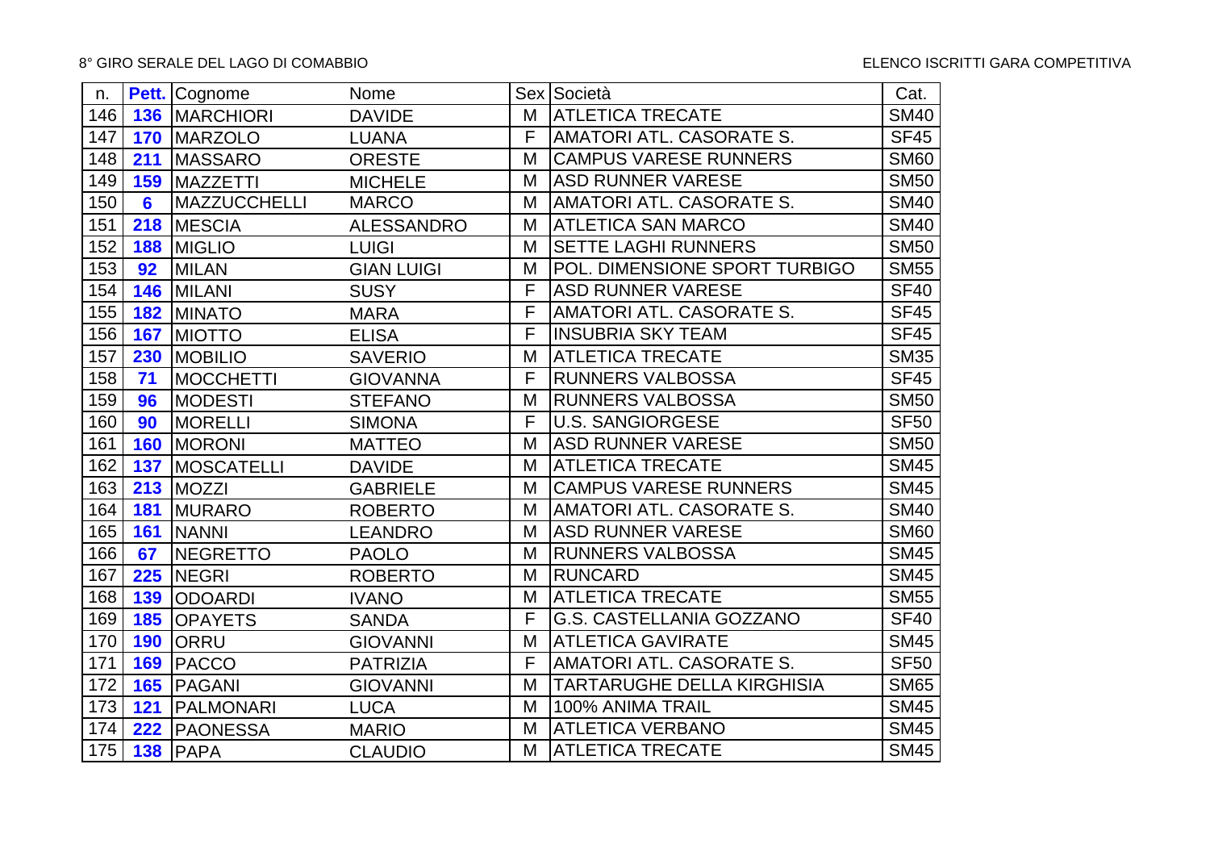| n. | Pett. | Cognome | Nome | Sex | Società | Cat. |
|---|---|---|---|---|---|---|
| 146 | **136** | MARCHIORI | DAVIDE | M | ATLETICA TRECATE | SM40 |
| 147 | **170** | MARZOLO | LUANA | F | AMATORI ATL. CASORATE S. | SF45 |
| 148 | **211** | MASSARO | ORESTE | M | CAMPUS VARESE RUNNERS | SM60 |
| 149 | **159** | MAZZETTI | MICHELE | M | ASD RUNNER VARESE | SM50 |
| 150 | **6** | MAZZUCCHELLI | MARCO | M | AMATORI ATL. CASORATE S. | SM40 |
| 151 | **218** | MESCIA | ALESSANDRO | M | ATLETICA SAN MARCO | SM40 |
| 152 | **188** | MIGLIO | LUIGI | M | SETTE LAGHI RUNNERS | SM50 |
| 153 | **92** | MILAN | GIAN LUIGI | M | POL. DIMENSIONE SPORT TURBIGO | SM55 |
| 154 | **146** | MILANI | SUSY | F | ASD RUNNER VARESE | SF40 |
| 155 | **182** | MINATO | MARA | F | AMATORI ATL. CASORATE S. | SF45 |
| 156 | **167** | MIOTTO | ELISA | F | INSUBRIA SKY TEAM | SF45 |
| 157 | **230** | MOBILIO | SAVERIO | M | ATLETICA TRECATE | SM35 |
| 158 | **71** | MOCCHETTI | GIOVANNA | F | RUNNERS VALBOSSA | SF45 |
| 159 | **96** | MODESTI | STEFANO | M | RUNNERS VALBOSSA | SM50 |
| 160 | **90** | MORELLI | SIMONA | F | U.S. SANGIORGESE | SF50 |
| 161 | **160** | MORONI | MATTEO | M | ASD RUNNER VARESE | SM50 |
| 162 | **137** | MOSCATELLI | DAVIDE | M | ATLETICA TRECATE | SM45 |
| 163 | **213** | MOZZI | GABRIELE | M | CAMPUS VARESE RUNNERS | SM45 |
| 164 | **181** | MURARO | ROBERTO | M | AMATORI ATL. CASORATE S. | SM40 |
| 165 | **161** | NANNI | LEANDRO | M | ASD RUNNER VARESE | SM60 |
| 166 | **67** | NEGRETTO | PAOLO | M | RUNNERS VALBOSSA | SM45 |
| 167 | **225** | NEGRI | ROBERTO | M | RUNCARD | SM45 |
| 168 | **139** | ODOARDI | IVANO | M | ATLETICA TRECATE | SM55 |
| 169 | **185** | OPAYETS | SANDA | F | G.S. CASTELLANIA GOZZANO | SF40 |
| 170 | **190** | ORRU | GIOVANNI | M | ATLETICA GAVIRATE | SM45 |
| 171 | **169** | PACCO | PATRIZIA | F | AMATORI ATL. CASORATE S. | SF50 |
| 172 | **165** | PAGANI | GIOVANNI | M | TARTARUGHE DELLA KIRGHISIA | SM65 |
| 173 | **121** | PALMONARI | LUCA | M | 100% ANIMA TRAIL | SM45 |
| 174 | **222** | PAONESSA | MARIO | M | ATLETICA VERBANO | SM45 |
| 175 | **138** | PAPA | CLAUDIO | M | ATLETICA TRECATE | SM45 |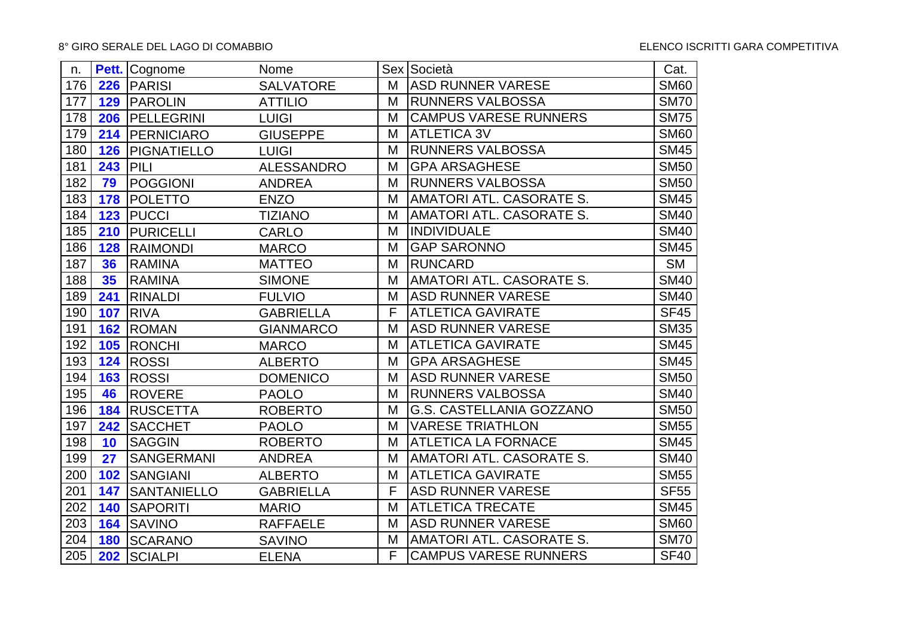| n. | Pett. | Cognome | Nome | Sex | Società | Cat. |
|---|---|---|---|---|---|---|
| 176 | 226 | PARISI | SALVATORE | M | ASD RUNNER VARESE | SM60 |
| 177 | 129 | PAROLIN | ATTILIO | M | RUNNERS VALBOSSA | SM70 |
| 178 | 206 | PELLEGRINI | LUIGI | M | CAMPUS VARESE RUNNERS | SM75 |
| 179 | 214 | PERNICIARO | GIUSEPPE | M | ATLETICA 3V | SM60 |
| 180 | 126 | PIGNATIELLO | LUIGI | M | RUNNERS VALBOSSA | SM45 |
| 181 | 243 | PILI | ALESSANDRO | M | GPA ARSAGHESE | SM50 |
| 182 | 79 | POGGIONI | ANDREA | M | RUNNERS VALBOSSA | SM50 |
| 183 | 178 | POLETTO | ENZO | M | AMATORI ATL. CASORATE S. | SM45 |
| 184 | 123 | PUCCI | TIZIANO | M | AMATORI ATL. CASORATE S. | SM40 |
| 185 | 210 | PURICELLI | CARLO | M | INDIVIDUALE | SM40 |
| 186 | 128 | RAIMONDI | MARCO | M | GAP SARONNO | SM45 |
| 187 | 36 | RAMINA | MATTEO | M | RUNCARD | SM |
| 188 | 35 | RAMINA | SIMONE | M | AMATORI ATL. CASORATE S. | SM40 |
| 189 | 241 | RINALDI | FULVIO | M | ASD RUNNER VARESE | SM40 |
| 190 | 107 | RIVA | GABRIELLA | F | ATLETICA GAVIRATE | SF45 |
| 191 | 162 | ROMAN | GIANMARCO | M | ASD RUNNER VARESE | SM35 |
| 192 | 105 | RONCHI | MARCO | M | ATLETICA GAVIRATE | SM45 |
| 193 | 124 | ROSSI | ALBERTO | M | GPA ARSAGHESE | SM45 |
| 194 | 163 | ROSSI | DOMENICO | M | ASD RUNNER VARESE | SM50 |
| 195 | 46 | ROVERE | PAOLO | M | RUNNERS VALBOSSA | SM40 |
| 196 | 184 | RUSCETTA | ROBERTO | M | G.S. CASTELLANIA GOZZANO | SM50 |
| 197 | 242 | SACCHET | PAOLO | M | VARESE TRIATHLON | SM55 |
| 198 | 10 | SAGGIN | ROBERTO | M | ATLETICA LA FORNACE | SM45 |
| 199 | 27 | SANGERMANI | ANDREA | M | AMATORI ATL. CASORATE S. | SM40 |
| 200 | 102 | SANGIANI | ALBERTO | M | ATLETICA GAVIRATE | SM55 |
| 201 | 147 | SANTANIELLO | GABRIELLA | F | ASD RUNNER VARESE | SF55 |
| 202 | 140 | SAPORITI | MARIO | M | ATLETICA TRECATE | SM45 |
| 203 | 164 | SAVINO | RAFFAELE | M | ASD RUNNER VARESE | SM60 |
| 204 | 180 | SCARANO | SAVINO | M | AMATORI ATL. CASORATE S. | SM70 |
| 205 | 202 | SCIALPI | ELENA | F | CAMPUS VARESE RUNNERS | SF40 |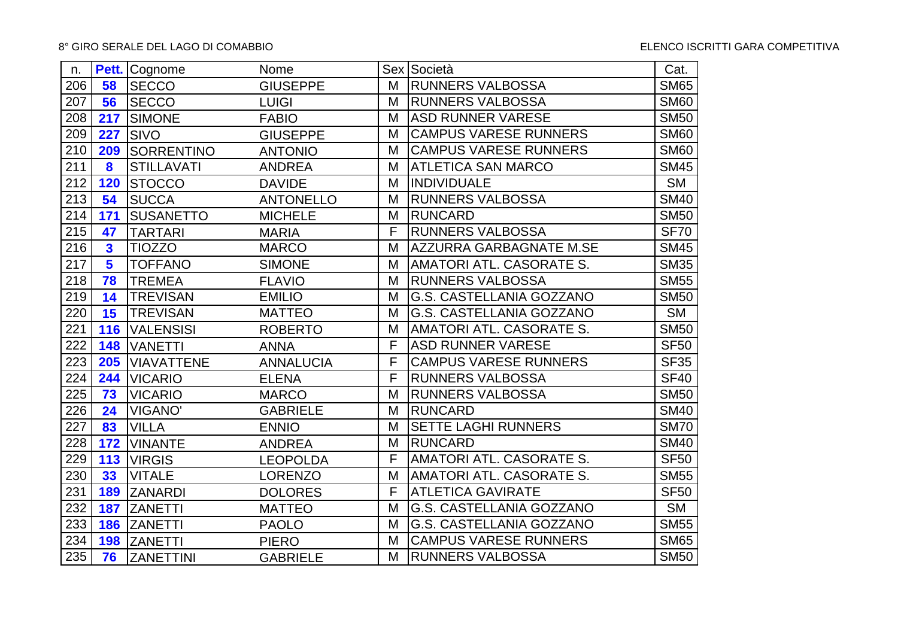| n. | Pett. | Cognome | Nome | Sex | Società | Cat. |
|---|---|---|---|---|---|---|
| 206 | 58 | SECCO | GIUSEPPE | M | RUNNERS VALBOSSA | SM65 |
| 207 | 56 | SECCO | LUIGI | M | RUNNERS VALBOSSA | SM60 |
| 208 | 217 | SIMONE | FABIO | M | ASD RUNNER VARESE | SM50 |
| 209 | 227 | SIVO | GIUSEPPE | M | CAMPUS VARESE RUNNERS | SM60 |
| 210 | 209 | SORRENTINO | ANTONIO | M | CAMPUS VARESE RUNNERS | SM60 |
| 211 | 8 | STILLAVATI | ANDREA | M | ATLETICA SAN MARCO | SM45 |
| 212 | 120 | STOCCO | DAVIDE | M | INDIVIDUALE | SM |
| 213 | 54 | SUCCA | ANTONELLO | M | RUNNERS VALBOSSA | SM40 |
| 214 | 171 | SUSANETTO | MICHELE | M | RUNCARD | SM50 |
| 215 | 47 | TARTARI | MARIA | F | RUNNERS VALBOSSA | SF70 |
| 216 | 3 | TIOZZO | MARCO | M | AZZURRA GARBAGNATE M.SE | SM45 |
| 217 | 5 | TOFFANO | SIMONE | M | AMATORI ATL. CASORATE S. | SM35 |
| 218 | 78 | TREMEA | FLAVIO | M | RUNNERS VALBOSSA | SM55 |
| 219 | 14 | TREVISAN | EMILIO | M | G.S. CASTELLANIA GOZZANO | SM50 |
| 220 | 15 | TREVISAN | MATTEO | M | G.S. CASTELLANIA GOZZANO | SM |
| 221 | 116 | VALENSISI | ROBERTO | M | AMATORI ATL. CASORATE S. | SM50 |
| 222 | 148 | VANETTI | ANNA | F | ASD RUNNER VARESE | SF50 |
| 223 | 205 | VIAVATTENE | ANNALUCIA | F | CAMPUS VARESE RUNNERS | SF35 |
| 224 | 244 | VICARIO | ELENA | F | RUNNERS VALBOSSA | SF40 |
| 225 | 73 | VICARIO | MARCO | M | RUNNERS VALBOSSA | SM50 |
| 226 | 24 | VIGANO' | GABRIELE | M | RUNCARD | SM40 |
| 227 | 83 | VILLA | ENNIO | M | SETTE LAGHI RUNNERS | SM70 |
| 228 | 172 | VINANTE | ANDREA | M | RUNCARD | SM40 |
| 229 | 113 | VIRGIS | LEOPOLDA | F | AMATORI ATL. CASORATE S. | SF50 |
| 230 | 33 | VITALE | LORENZO | M | AMATORI ATL. CASORATE S. | SM55 |
| 231 | 189 | ZANARDI | DOLORES | F | ATLETICA GAVIRATE | SF50 |
| 232 | 187 | ZANETTI | MATTEO | M | G.S. CASTELLANIA GOZZANO | SM |
| 233 | 186 | ZANETTI | PAOLO | M | G.S. CASTELLANIA GOZZANO | SM55 |
| 234 | 198 | ZANETTI | PIERO | M | CAMPUS VARESE RUNNERS | SM65 |
| 235 | 76 | ZANETTINI | GABRIELE | M | RUNNERS VALBOSSA | SM50 |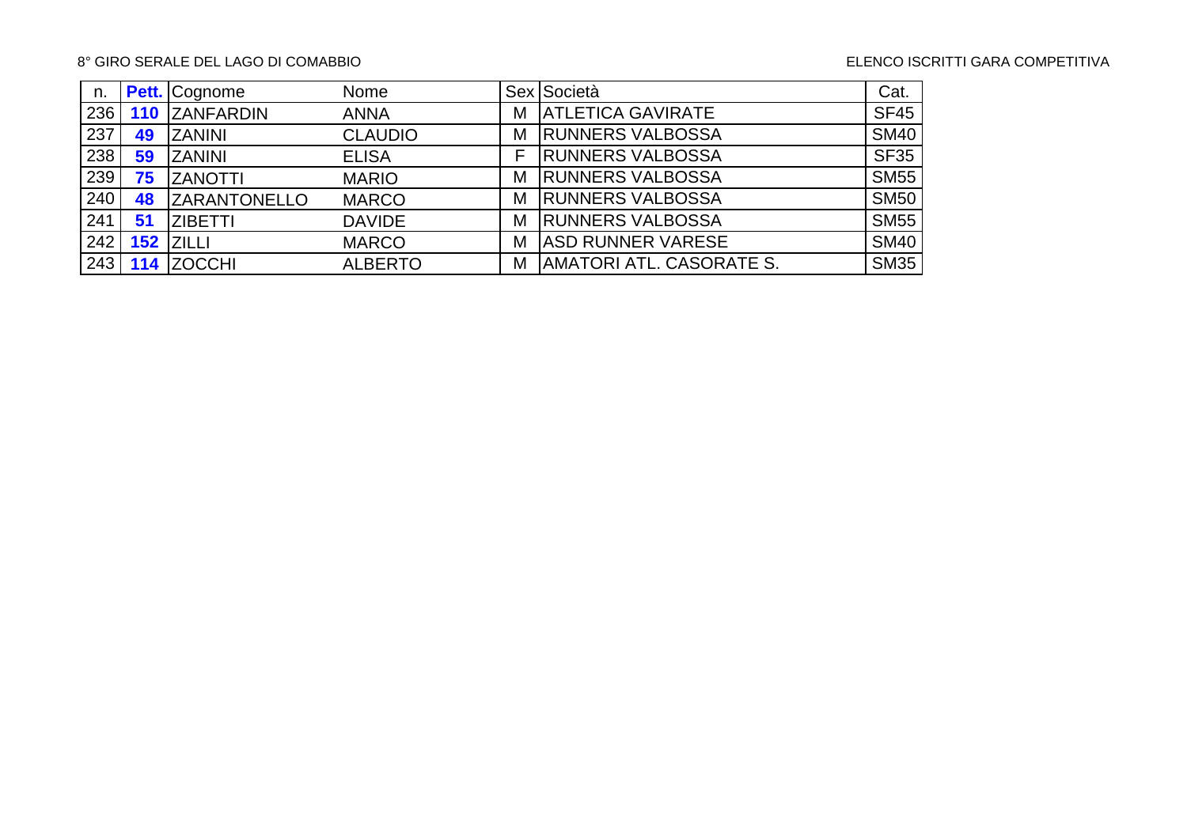| n. | Pett. | Cognome | Nome | Sex | Società | Cat. |
|---|---|---|---|---|---|---|
| 236 | **110** | ZANFARDIN | ANNA | M | ATLETICA GAVIRATE | SF45 |
| 237 | **49** | ZANINI | CLAUDIO | M | RUNNERS VALBOSSA | SM40 |
| 238 | **59** | ZANINI | ELISA | F | RUNNERS VALBOSSA | SF35 |
| 239 | **75** | ZANOTTI | MARIO | M | RUNNERS VALBOSSA | SM55 |
| 240 | **48** | ZARANTONELLO | MARCO | M | RUNNERS VALBOSSA | SM50 |
| 241 | **51** | ZIBETTI | DAVIDE | M | RUNNERS VALBOSSA | SM55 |
| 242 | **152** | ZILLI | MARCO | M | ASD RUNNER VARESE | SM40 |
| 243 | **114** | ZOCCHI | ALBERTO | M | AMATORI ATL. CASORATE S. | SM35 |